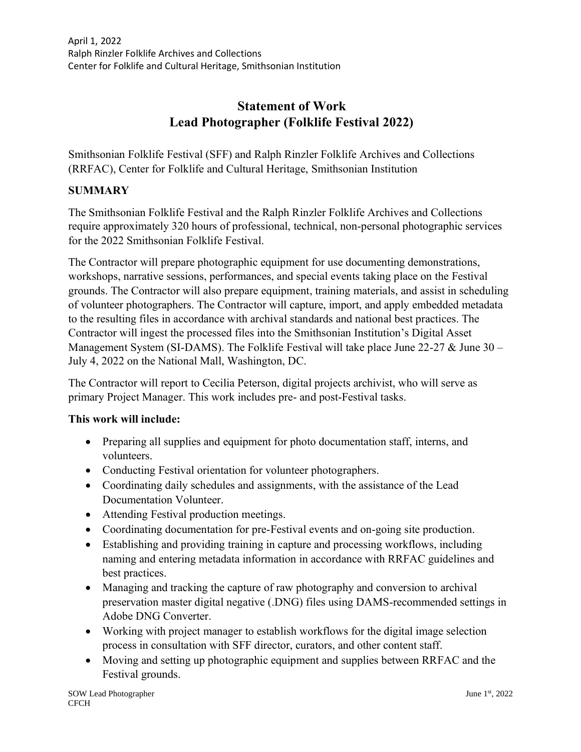April 1, 2022
Ralph Rinzler Folklife Archives and Collections
Center for Folklife and Cultural Heritage, Smithsonian Institution

# Statement of Work
# Lead Photographer (Folklife Festival 2022)

Smithsonian Folklife Festival (SFF) and Ralph Rinzler Folklife Archives and Collections (RRFAC), Center for Folklife and Cultural Heritage, Smithsonian Institution

## SUMMARY

The Smithsonian Folklife Festival and the Ralph Rinzler Folklife Archives and Collections require approximately 320 hours of professional, technical, non-personal photographic services for the 2022 Smithsonian Folklife Festival.

The Contractor will prepare photographic equipment for use documenting demonstrations, workshops, narrative sessions, performances, and special events taking place on the Festival grounds. The Contractor will also prepare equipment, training materials, and assist in scheduling of volunteer photographers. The Contractor will capture, import, and apply embedded metadata to the resulting files in accordance with archival standards and national best practices. The Contractor will ingest the processed files into the Smithsonian Institution's Digital Asset Management System (SI-DAMS). The Folklife Festival will take place June 22-27 & June 30 – July 4, 2022 on the National Mall, Washington, DC.

The Contractor will report to Cecilia Peterson, digital projects archivist, who will serve as primary Project Manager. This work includes pre- and post-Festival tasks.

**This work will include:**

- Preparing all supplies and equipment for photo documentation staff, interns, and volunteers.
- Conducting Festival orientation for volunteer photographers.
- Coordinating daily schedules and assignments, with the assistance of the Lead Documentation Volunteer.
- Attending Festival production meetings.
- Coordinating documentation for pre-Festival events and on-going site production.
- Establishing and providing training in capture and processing workflows, including naming and entering metadata information in accordance with RRFAC guidelines and best practices.
- Managing and tracking the capture of raw photography and conversion to archival preservation master digital negative (.DNG) files using DAMS-recommended settings in Adobe DNG Converter.
- Working with project manager to establish workflows for the digital image selection process in consultation with SFF director, curators, and other content staff.
- Moving and setting up photographic equipment and supplies between RRFAC and the Festival grounds.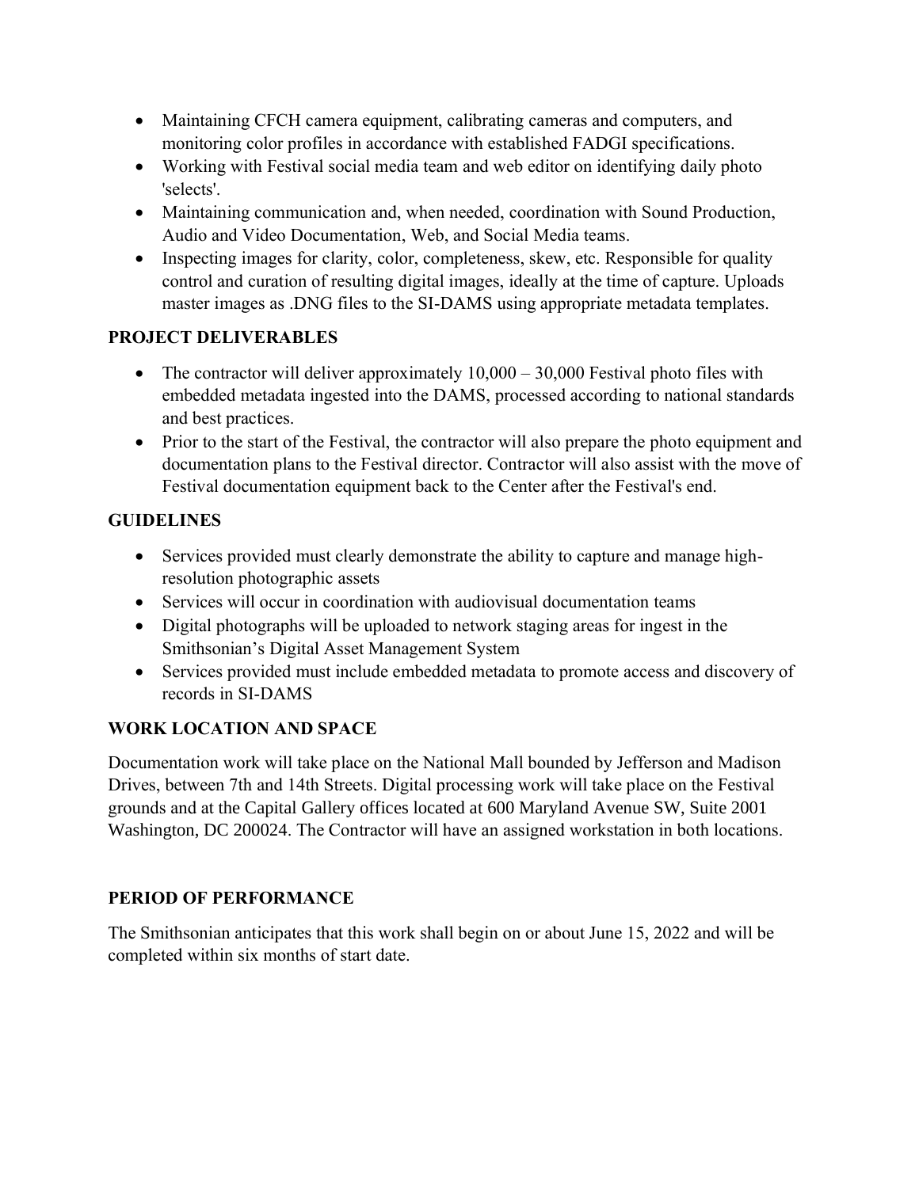- Maintaining CFCH camera equipment, calibrating cameras and computers, and monitoring color profiles in accordance with established FADGI specifications.
- Working with Festival social media team and web editor on identifying daily photo 'selects'.
- Maintaining communication and, when needed, coordination with Sound Production, Audio and Video Documentation, Web, and Social Media teams.
- Inspecting images for clarity, color, completeness, skew, etc. Responsible for quality control and curation of resulting digital images, ideally at the time of capture. Uploads master images as .DNG files to the SI-DAMS using appropriate metadata templates.

## PROJECT DELIVERABLES

- The contractor will deliver approximately 10,000 – 30,000 Festival photo files with embedded metadata ingested into the DAMS, processed according to national standards and best practices.
- Prior to the start of the Festival, the contractor will also prepare the photo equipment and documentation plans to the Festival director. Contractor will also assist with the move of Festival documentation equipment back to the Center after the Festival's end.

## GUIDELINES

- Services provided must clearly demonstrate the ability to capture and manage high-resolution photographic assets
- Services will occur in coordination with audiovisual documentation teams
- Digital photographs will be uploaded to network staging areas for ingest in the Smithsonian's Digital Asset Management System
- Services provided must include embedded metadata to promote access and discovery of records in SI-DAMS

## WORK LOCATION AND SPACE

Documentation work will take place on the National Mall bounded by Jefferson and Madison Drives, between 7th and 14th Streets. Digital processing work will take place on the Festival grounds and at the Capital Gallery offices located at 600 Maryland Avenue SW, Suite 2001 Washington, DC 200024. The Contractor will have an assigned workstation in both locations.

## PERIOD OF PERFORMANCE

The Smithsonian anticipates that this work shall begin on or about June 15, 2022 and will be completed within six months of start date.